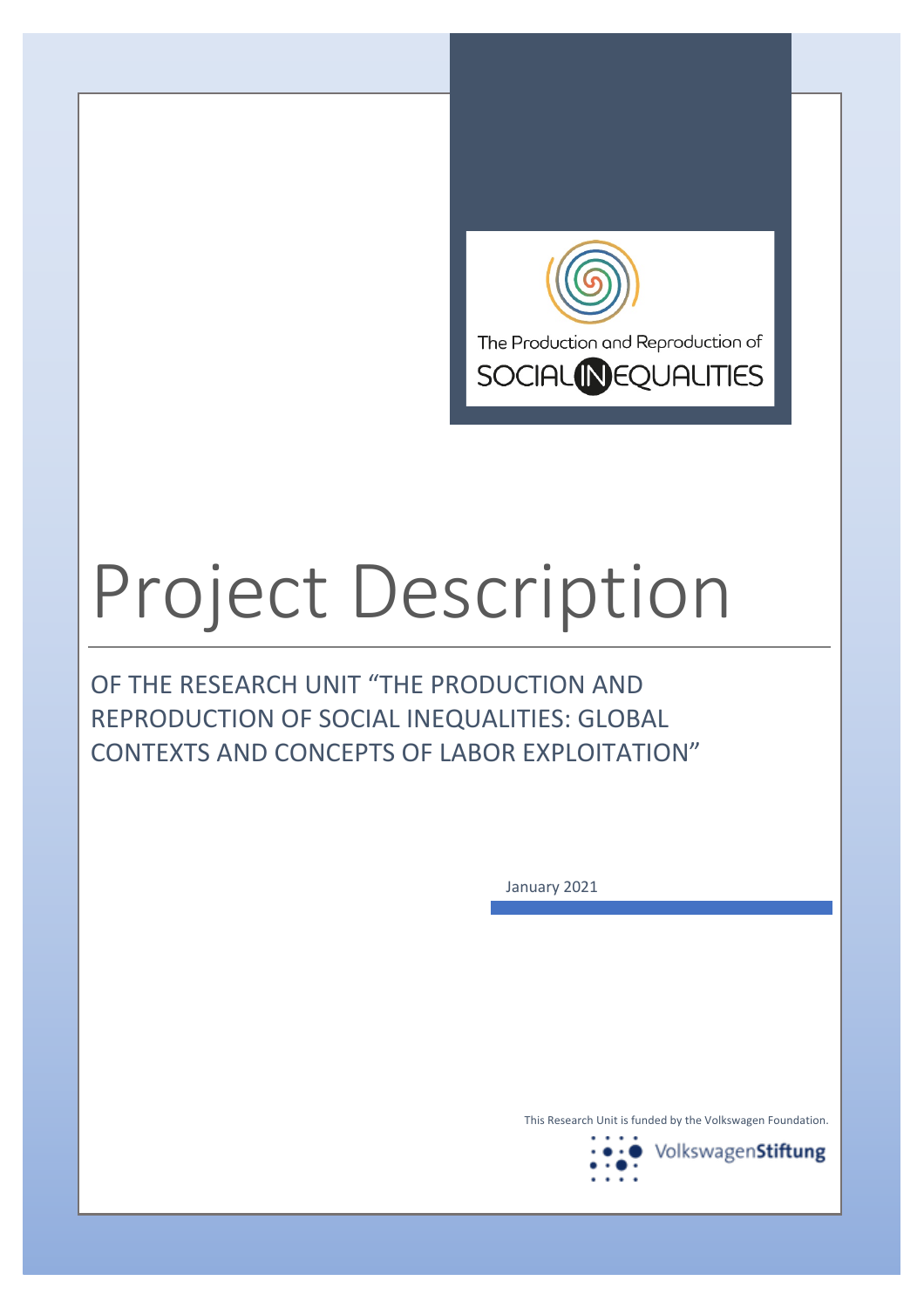The Production and Reproduction of

SOCIAL INEQUALITIES

# Project Description

## OF THE RESEARCH UNIT "THE PRODUCTION AND REPRODUCTION OF SOCIAL INEQUALITIES: GLOBAL CONTEXTS AND CONCEPTS OF LABOR EXPLOITATION"

January 2021

This Research Unit is funded by the Volkswagen Foundation.

VolkswagenStiftung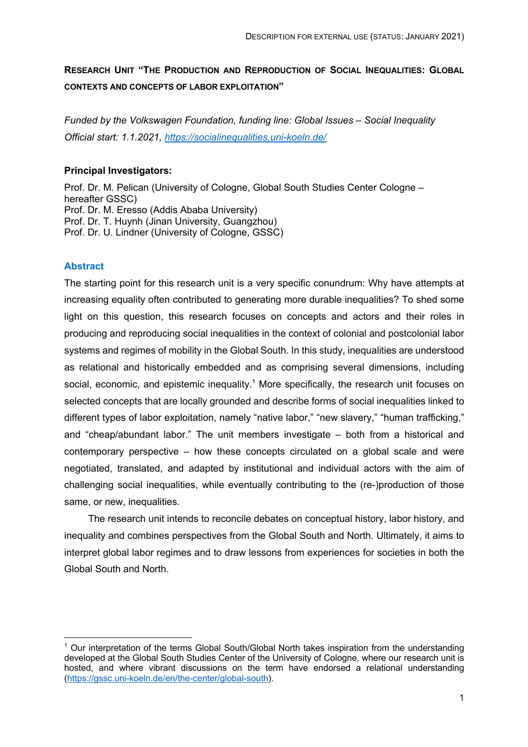# Research Unit "The Production and Reproduction of Social Inequalities: Global contexts and concepts of labor exploitation"

*Funded by the Volkswagen Foundation, funding line: Global Issues – Social Inequality*
*Official start: 1.1.2021, https://socialinequalities.uni-koeln.de/*

**Principal Investigators:**

Prof. Dr. M. Pelican (University of Cologne, Global South Studies Center Cologne – hereafter GSSC)
Prof. Dr. M. Eresso (Addis Ababa University)
Prof. Dr. T. Huynh (Jinan University, Guangzhou)
Prof. Dr. U. Lindner (University of Cologne, GSSC)

## Abstract

The starting point for this research unit is a very specific conundrum: Why have attempts at increasing equality often contributed to generating more durable inequalities? To shed some light on this question, this research focuses on concepts and actors and their roles in producing and reproducing social inequalities in the context of colonial and postcolonial labor systems and regimes of mobility in the Global South. In this study, inequalities are understood as relational and historically embedded and as comprising several dimensions, including social, economic, and epistemic inequality.[1] More specifically, the research unit focuses on selected concepts that are locally grounded and describe forms of social inequalities linked to different types of labor exploitation, namely "native labor," "new slavery," "human trafficking," and "cheap/abundant labor." The unit members investigate – both from a historical and contemporary perspective – how these concepts circulated on a global scale and were negotiated, translated, and adapted by institutional and individual actors with the aim of challenging social inequalities, while eventually contributing to the (re-)production of those same, or new, inequalities.

The research unit intends to reconcile debates on conceptual history, labor history, and inequality and combines perspectives from the Global South and North. Ultimately, it aims to interpret global labor regimes and to draw lessons from experiences for societies in both the Global South and North.

---

[1] Our interpretation of the terms Global South/Global North takes inspiration from the understanding developed at the Global South Studies Center of the University of Cologne, where our research unit is hosted, and where vibrant discussions on the term have endorsed a relational understanding (https://gssc.uni-koeln.de/en/the-center/global-south).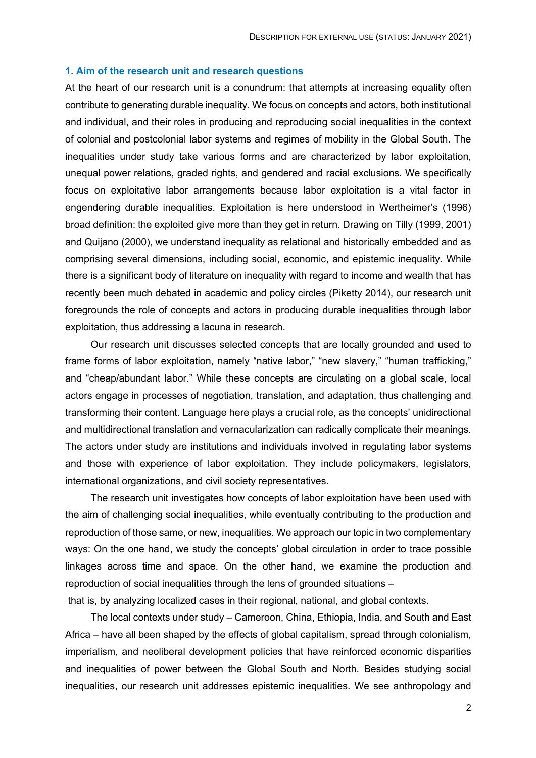## 1. Aim of the research unit and research questions

At the heart of our research unit is a conundrum: that attempts at increasing equality often contribute to generating durable inequality. We focus on concepts and actors, both institutional and individual, and their roles in producing and reproducing social inequalities in the context of colonial and postcolonial labor systems and regimes of mobility in the Global South. The inequalities under study take various forms and are characterized by labor exploitation, unequal power relations, graded rights, and gendered and racial exclusions. We specifically focus on exploitative labor arrangements because labor exploitation is a vital factor in engendering durable inequalities. Exploitation is here understood in Wertheimer's (1996) broad definition: the exploited give more than they get in return. Drawing on Tilly (1999, 2001) and Quijano (2000), we understand inequality as relational and historically embedded and as comprising several dimensions, including social, economic, and epistemic inequality. While there is a significant body of literature on inequality with regard to income and wealth that has recently been much debated in academic and policy circles (Piketty 2014), our research unit foregrounds the role of concepts and actors in producing durable inequalities through labor exploitation, thus addressing a lacuna in research.

Our research unit discusses selected concepts that are locally grounded and used to frame forms of labor exploitation, namely "native labor," "new slavery," "human trafficking," and "cheap/abundant labor." While these concepts are circulating on a global scale, local actors engage in processes of negotiation, translation, and adaptation, thus challenging and transforming their content. Language here plays a crucial role, as the concepts' unidirectional and multidirectional translation and vernacularization can radically complicate their meanings. The actors under study are institutions and individuals involved in regulating labor systems and those with experience of labor exploitation. They include policymakers, legislators, international organizations, and civil society representatives.

The research unit investigates how concepts of labor exploitation have been used with the aim of challenging social inequalities, while eventually contributing to the production and reproduction of those same, or new, inequalities. We approach our topic in two complementary ways: On the one hand, we study the concepts' global circulation in order to trace possible linkages across time and space. On the other hand, we examine the production and reproduction of social inequalities through the lens of grounded situations – that is, by analyzing localized cases in their regional, national, and global contexts.

The local contexts under study – Cameroon, China, Ethiopia, India, and South and East Africa – have all been shaped by the effects of global capitalism, spread through colonialism, imperialism, and neoliberal development policies that have reinforced economic disparities and inequalities of power between the Global South and North. Besides studying social inequalities, our research unit addresses epistemic inequalities. We see anthropology and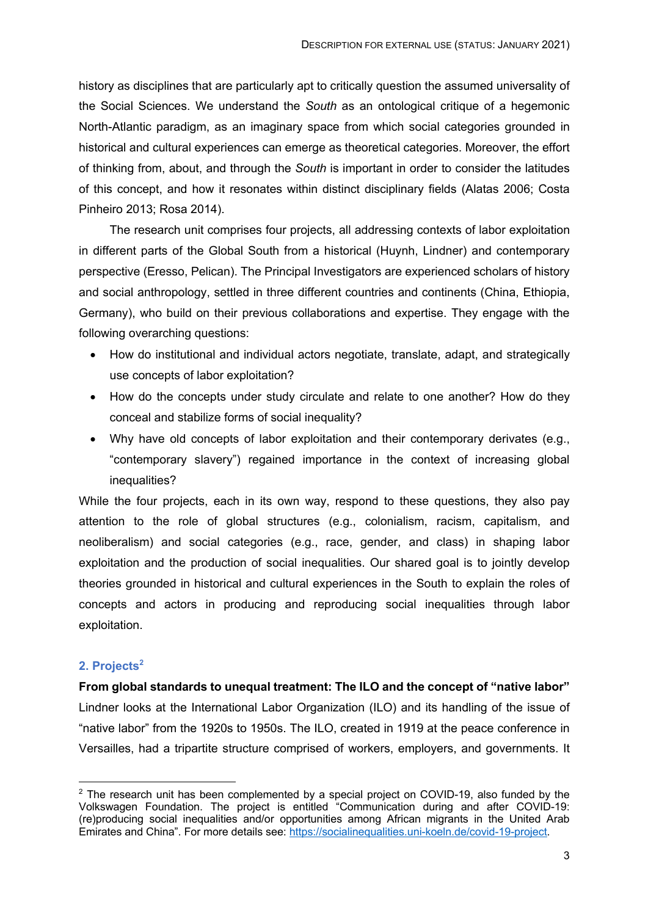history as disciplines that are particularly apt to critically question the assumed universality of the Social Sciences. We understand the *South* as an ontological critique of a hegemonic North-Atlantic paradigm, as an imaginary space from which social categories grounded in historical and cultural experiences can emerge as theoretical categories. Moreover, the effort of thinking from, about, and through the *South* is important in order to consider the latitudes of this concept, and how it resonates within distinct disciplinary fields (Alatas 2006; Costa Pinheiro 2013; Rosa 2014).

The research unit comprises four projects, all addressing contexts of labor exploitation in different parts of the Global South from a historical (Huynh, Lindner) and contemporary perspective (Eresso, Pelican). The Principal Investigators are experienced scholars of history and social anthropology, settled in three different countries and continents (China, Ethiopia, Germany), who build on their previous collaborations and expertise. They engage with the following overarching questions:

- How do institutional and individual actors negotiate, translate, adapt, and strategically use concepts of labor exploitation?
- How do the concepts under study circulate and relate to one another? How do they conceal and stabilize forms of social inequality?
- Why have old concepts of labor exploitation and their contemporary derivates (e.g., "contemporary slavery") regained importance in the context of increasing global inequalities?

While the four projects, each in its own way, respond to these questions, they also pay attention to the role of global structures (e.g., colonialism, racism, capitalism, and neoliberalism) and social categories (e.g., race, gender, and class) in shaping labor exploitation and the production of social inequalities. Our shared goal is to jointly develop theories grounded in historical and cultural experiences in the South to explain the roles of concepts and actors in producing and reproducing social inequalities through labor exploitation.

## 2. Projects[2]

**From global standards to unequal treatment: The ILO and the concept of "native labor"**

Lindner looks at the International Labor Organization (ILO) and its handling of the issue of "native labor" from the 1920s to 1950s. The ILO, created in 1919 at the peace conference in Versailles, had a tripartite structure comprised of workers, employers, and governments. It

[2] The research unit has been complemented by a special project on COVID-19, also funded by the Volkswagen Foundation. The project is entitled "Communication during and after COVID-19: (re)producing social inequalities and/or opportunities among African migrants in the United Arab Emirates and China". For more details see: https://socialinequalities.uni-koeln.de/covid-19-project.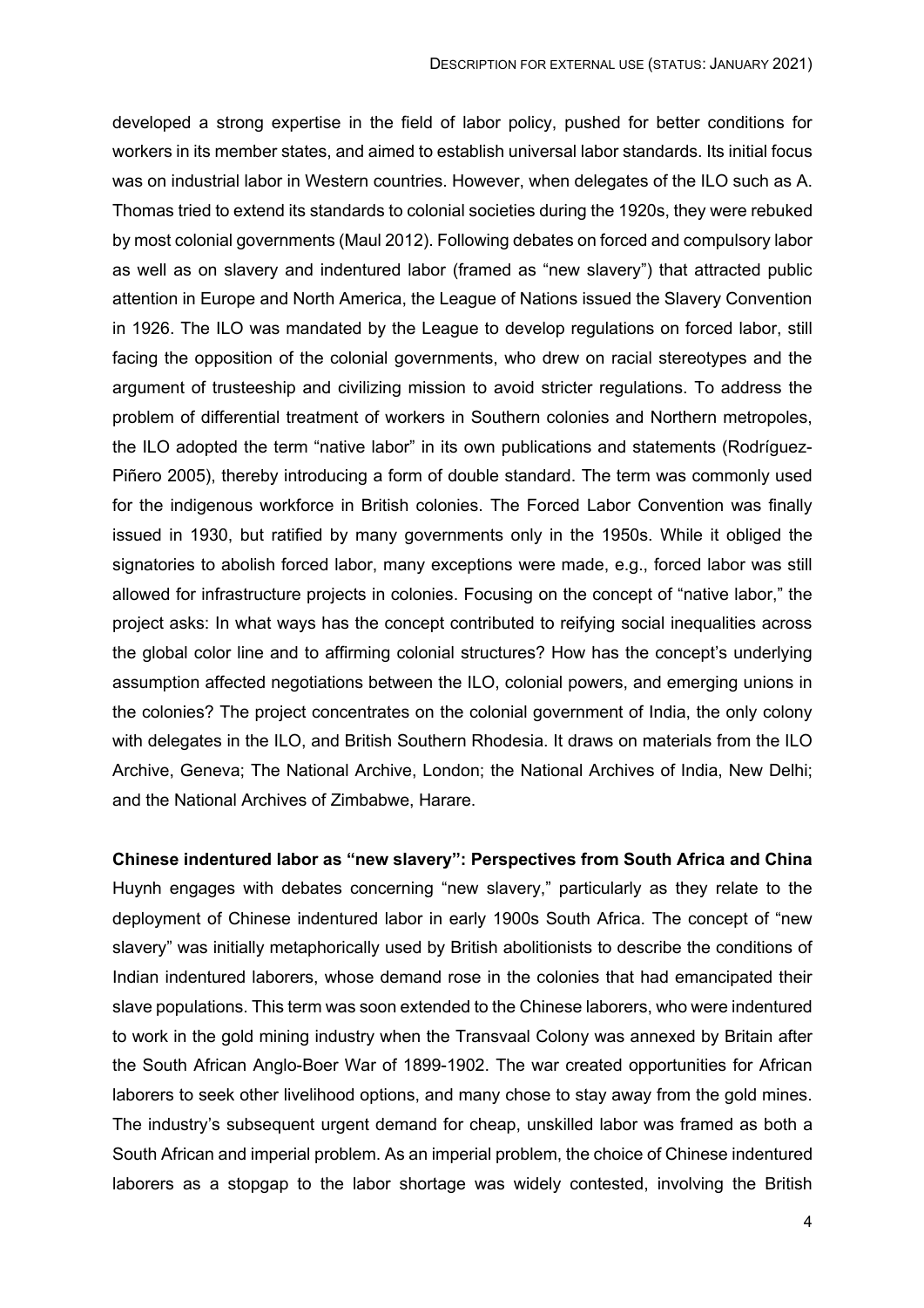developed a strong expertise in the field of labor policy, pushed for better conditions for workers in its member states, and aimed to establish universal labor standards. Its initial focus was on industrial labor in Western countries. However, when delegates of the ILO such as A. Thomas tried to extend its standards to colonial societies during the 1920s, they were rebuked by most colonial governments (Maul 2012). Following debates on forced and compulsory labor as well as on slavery and indentured labor (framed as "new slavery") that attracted public attention in Europe and North America, the League of Nations issued the Slavery Convention in 1926. The ILO was mandated by the League to develop regulations on forced labor, still facing the opposition of the colonial governments, who drew on racial stereotypes and the argument of trusteeship and civilizing mission to avoid stricter regulations. To address the problem of differential treatment of workers in Southern colonies and Northern metropoles, the ILO adopted the term "native labor" in its own publications and statements (Rodríguez-Piñero 2005), thereby introducing a form of double standard. The term was commonly used for the indigenous workforce in British colonies. The Forced Labor Convention was finally issued in 1930, but ratified by many governments only in the 1950s. While it obliged the signatories to abolish forced labor, many exceptions were made, e.g., forced labor was still allowed for infrastructure projects in colonies. Focusing on the concept of "native labor," the project asks: In what ways has the concept contributed to reifying social inequalities across the global color line and to affirming colonial structures? How has the concept's underlying assumption affected negotiations between the ILO, colonial powers, and emerging unions in the colonies? The project concentrates on the colonial government of India, the only colony with delegates in the ILO, and British Southern Rhodesia. It draws on materials from the ILO Archive, Geneva; The National Archive, London; the National Archives of India, New Delhi; and the National Archives of Zimbabwe, Harare.

**Chinese indentured labor as "new slavery": Perspectives from South Africa and China**

Huynh engages with debates concerning "new slavery," particularly as they relate to the deployment of Chinese indentured labor in early 1900s South Africa. The concept of "new slavery" was initially metaphorically used by British abolitionists to describe the conditions of Indian indentured laborers, whose demand rose in the colonies that had emancipated their slave populations. This term was soon extended to the Chinese laborers, who were indentured to work in the gold mining industry when the Transvaal Colony was annexed by Britain after the South African Anglo-Boer War of 1899-1902. The war created opportunities for African laborers to seek other livelihood options, and many chose to stay away from the gold mines. The industry's subsequent urgent demand for cheap, unskilled labor was framed as both a South African and imperial problem. As an imperial problem, the choice of Chinese indentured laborers as a stopgap to the labor shortage was widely contested, involving the British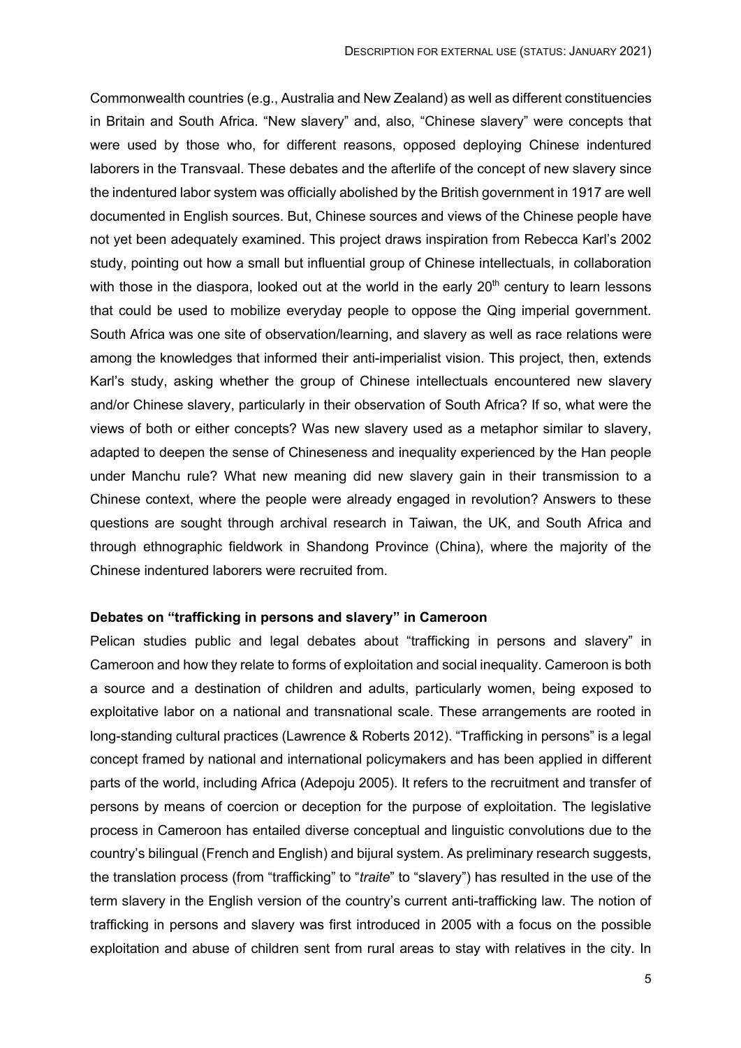Commonwealth countries (e.g., Australia and New Zealand) as well as different constituencies in Britain and South Africa. "New slavery" and, also, "Chinese slavery" were concepts that were used by those who, for different reasons, opposed deploying Chinese indentured laborers in the Transvaal. These debates and the afterlife of the concept of new slavery since the indentured labor system was officially abolished by the British government in 1917 are well documented in English sources. But, Chinese sources and views of the Chinese people have not yet been adequately examined. This project draws inspiration from Rebecca Karl's 2002 study, pointing out how a small but influential group of Chinese intellectuals, in collaboration with those in the diaspora, looked out at the world in the early 20th century to learn lessons that could be used to mobilize everyday people to oppose the Qing imperial government. South Africa was one site of observation/learning, and slavery as well as race relations were among the knowledges that informed their anti-imperialist vision. This project, then, extends Karl's study, asking whether the group of Chinese intellectuals encountered new slavery and/or Chinese slavery, particularly in their observation of South Africa? If so, what were the views of both or either concepts? Was new slavery used as a metaphor similar to slavery, adapted to deepen the sense of Chineseness and inequality experienced by the Han people under Manchu rule? What new meaning did new slavery gain in their transmission to a Chinese context, where the people were already engaged in revolution? Answers to these questions are sought through archival research in Taiwan, the UK, and South Africa and through ethnographic fieldwork in Shandong Province (China), where the majority of the Chinese indentured laborers were recruited from.

**Debates on "trafficking in persons and slavery" in Cameroon**

Pelican studies public and legal debates about "trafficking in persons and slavery" in Cameroon and how they relate to forms of exploitation and social inequality. Cameroon is both a source and a destination of children and adults, particularly women, being exposed to exploitative labor on a national and transnational scale. These arrangements are rooted in long-standing cultural practices (Lawrence & Roberts 2012). "Trafficking in persons" is a legal concept framed by national and international policymakers and has been applied in different parts of the world, including Africa (Adepoju 2005). It refers to the recruitment and transfer of persons by means of coercion or deception for the purpose of exploitation. The legislative process in Cameroon has entailed diverse conceptual and linguistic convolutions due to the country's bilingual (French and English) and bijural system. As preliminary research suggests, the translation process (from "trafficking" to "*traite*" to "slavery") has resulted in the use of the term slavery in the English version of the country's current anti-trafficking law. The notion of trafficking in persons and slavery was first introduced in 2005 with a focus on the possible exploitation and abuse of children sent from rural areas to stay with relatives in the city. In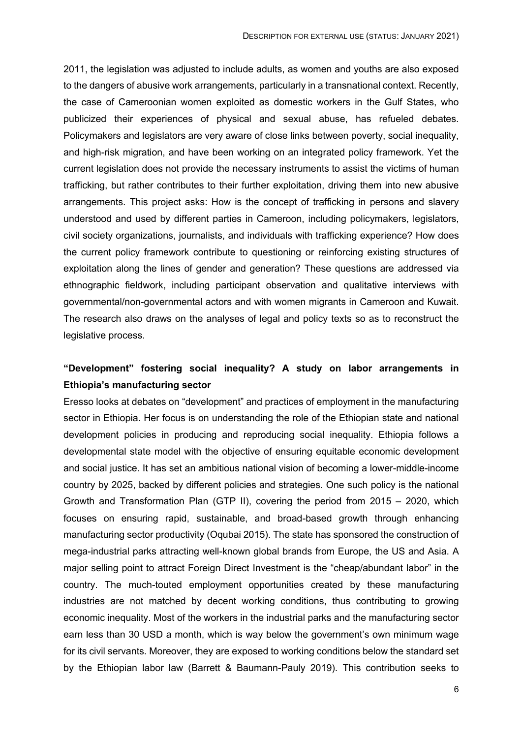2011, the legislation was adjusted to include adults, as women and youths are also exposed to the dangers of abusive work arrangements, particularly in a transnational context. Recently, the case of Cameroonian women exploited as domestic workers in the Gulf States, who publicized their experiences of physical and sexual abuse, has refueled debates. Policymakers and legislators are very aware of close links between poverty, social inequality, and high-risk migration, and have been working on an integrated policy framework. Yet the current legislation does not provide the necessary instruments to assist the victims of human trafficking, but rather contributes to their further exploitation, driving them into new abusive arrangements. This project asks: How is the concept of trafficking in persons and slavery understood and used by different parties in Cameroon, including policymakers, legislators, civil society organizations, journalists, and individuals with trafficking experience? How does the current policy framework contribute to questioning or reinforcing existing structures of exploitation along the lines of gender and generation? These questions are addressed via ethnographic fieldwork, including participant observation and qualitative interviews with governmental/non-governmental actors and with women migrants in Cameroon and Kuwait. The research also draws on the analyses of legal and policy texts so as to reconstruct the legislative process.

### "Development" fostering social inequality? A study on labor arrangements in Ethiopia's manufacturing sector

Eresso looks at debates on "development" and practices of employment in the manufacturing sector in Ethiopia. Her focus is on understanding the role of the Ethiopian state and national development policies in producing and reproducing social inequality. Ethiopia follows a developmental state model with the objective of ensuring equitable economic development and social justice. It has set an ambitious national vision of becoming a lower-middle-income country by 2025, backed by different policies and strategies. One such policy is the national Growth and Transformation Plan (GTP II), covering the period from 2015 – 2020, which focuses on ensuring rapid, sustainable, and broad-based growth through enhancing manufacturing sector productivity (Oqubai 2015). The state has sponsored the construction of mega-industrial parks attracting well-known global brands from Europe, the US and Asia. A major selling point to attract Foreign Direct Investment is the "cheap/abundant labor" in the country. The much-touted employment opportunities created by these manufacturing industries are not matched by decent working conditions, thus contributing to growing economic inequality. Most of the workers in the industrial parks and the manufacturing sector earn less than 30 USD a month, which is way below the government's own minimum wage for its civil servants. Moreover, they are exposed to working conditions below the standard set by the Ethiopian labor law (Barrett & Baumann-Pauly 2019). This contribution seeks to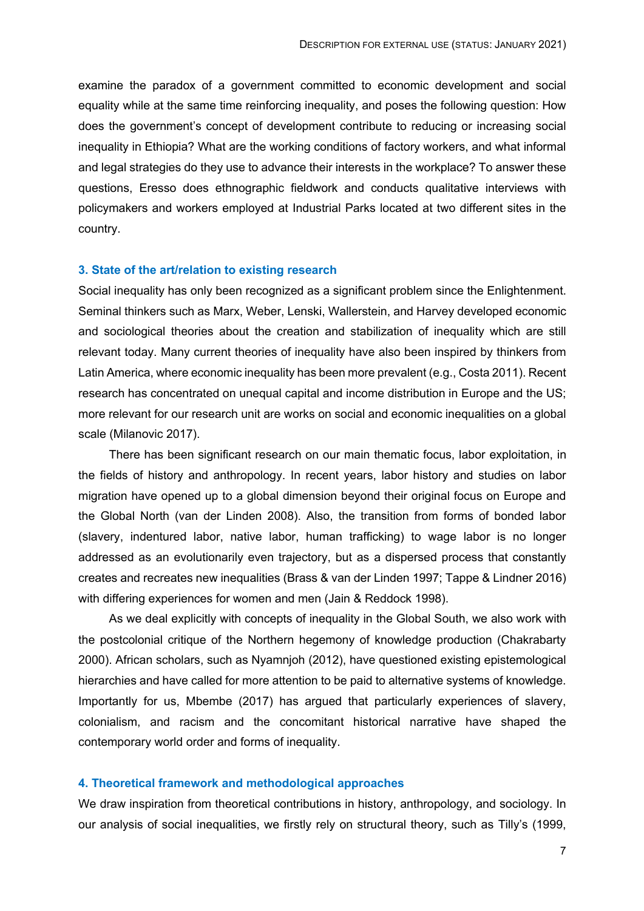examine the paradox of a government committed to economic development and social equality while at the same time reinforcing inequality, and poses the following question: How does the government's concept of development contribute to reducing or increasing social inequality in Ethiopia? What are the working conditions of factory workers, and what informal and legal strategies do they use to advance their interests in the workplace? To answer these questions, Eresso does ethnographic fieldwork and conducts qualitative interviews with policymakers and workers employed at Industrial Parks located at two different sites in the country.

## 3. State of the art/relation to existing research

Social inequality has only been recognized as a significant problem since the Enlightenment. Seminal thinkers such as Marx, Weber, Lenski, Wallerstein, and Harvey developed economic and sociological theories about the creation and stabilization of inequality which are still relevant today. Many current theories of inequality have also been inspired by thinkers from Latin America, where economic inequality has been more prevalent (e.g., Costa 2011). Recent research has concentrated on unequal capital and income distribution in Europe and the US; more relevant for our research unit are works on social and economic inequalities on a global scale (Milanovic 2017).

There has been significant research on our main thematic focus, labor exploitation, in the fields of history and anthropology. In recent years, labor history and studies on labor migration have opened up to a global dimension beyond their original focus on Europe and the Global North (van der Linden 2008). Also, the transition from forms of bonded labor (slavery, indentured labor, native labor, human trafficking) to wage labor is no longer addressed as an evolutionarily even trajectory, but as a dispersed process that constantly creates and recreates new inequalities (Brass & van der Linden 1997; Tappe & Lindner 2016) with differing experiences for women and men (Jain & Reddock 1998).

As we deal explicitly with concepts of inequality in the Global South, we also work with the postcolonial critique of the Northern hegemony of knowledge production (Chakrabarty 2000). African scholars, such as Nyamnjoh (2012), have questioned existing epistemological hierarchies and have called for more attention to be paid to alternative systems of knowledge. Importantly for us, Mbembe (2017) has argued that particularly experiences of slavery, colonialism, and racism and the concomitant historical narrative have shaped the contemporary world order and forms of inequality.

## 4. Theoretical framework and methodological approaches

We draw inspiration from theoretical contributions in history, anthropology, and sociology. In our analysis of social inequalities, we firstly rely on structural theory, such as Tilly's (1999,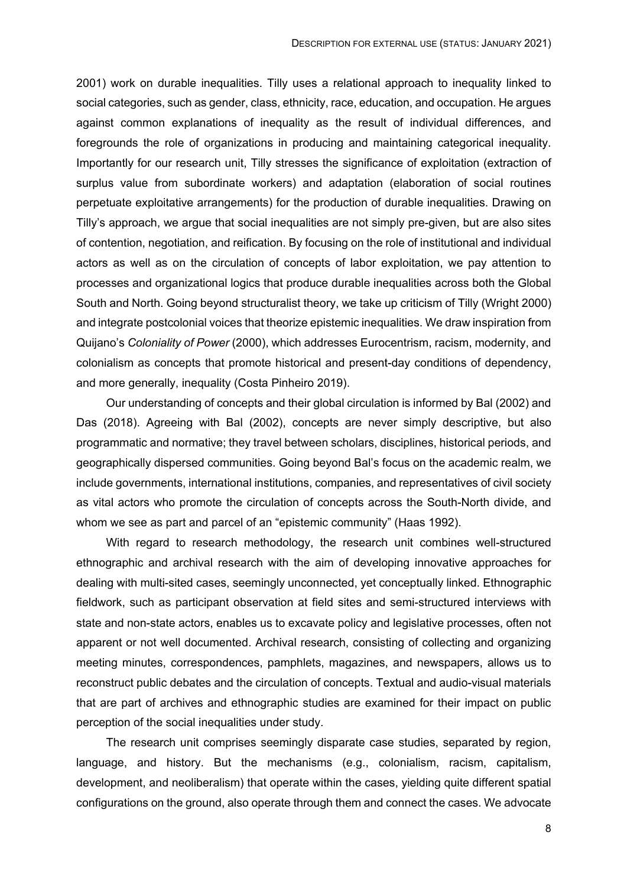2001) work on durable inequalities. Tilly uses a relational approach to inequality linked to social categories, such as gender, class, ethnicity, race, education, and occupation. He argues against common explanations of inequality as the result of individual differences, and foregrounds the role of organizations in producing and maintaining categorical inequality. Importantly for our research unit, Tilly stresses the significance of exploitation (extraction of surplus value from subordinate workers) and adaptation (elaboration of social routines perpetuate exploitative arrangements) for the production of durable inequalities. Drawing on Tilly's approach, we argue that social inequalities are not simply pre-given, but are also sites of contention, negotiation, and reification. By focusing on the role of institutional and individual actors as well as on the circulation of concepts of labor exploitation, we pay attention to processes and organizational logics that produce durable inequalities across both the Global South and North. Going beyond structuralist theory, we take up criticism of Tilly (Wright 2000) and integrate postcolonial voices that theorize epistemic inequalities. We draw inspiration from Quijano's *Coloniality of Power* (2000), which addresses Eurocentrism, racism, modernity, and colonialism as concepts that promote historical and present-day conditions of dependency, and more generally, inequality (Costa Pinheiro 2019).

Our understanding of concepts and their global circulation is informed by Bal (2002) and Das (2018). Agreeing with Bal (2002), concepts are never simply descriptive, but also programmatic and normative; they travel between scholars, disciplines, historical periods, and geographically dispersed communities. Going beyond Bal's focus on the academic realm, we include governments, international institutions, companies, and representatives of civil society as vital actors who promote the circulation of concepts across the South-North divide, and whom we see as part and parcel of an "epistemic community" (Haas 1992).

With regard to research methodology, the research unit combines well-structured ethnographic and archival research with the aim of developing innovative approaches for dealing with multi-sited cases, seemingly unconnected, yet conceptually linked. Ethnographic fieldwork, such as participant observation at field sites and semi-structured interviews with state and non-state actors, enables us to excavate policy and legislative processes, often not apparent or not well documented. Archival research, consisting of collecting and organizing meeting minutes, correspondences, pamphlets, magazines, and newspapers, allows us to reconstruct public debates and the circulation of concepts. Textual and audio-visual materials that are part of archives and ethnographic studies are examined for their impact on public perception of the social inequalities under study.

The research unit comprises seemingly disparate case studies, separated by region, language, and history. But the mechanisms (e.g., colonialism, racism, capitalism, development, and neoliberalism) that operate within the cases, yielding quite different spatial configurations on the ground, also operate through them and connect the cases. We advocate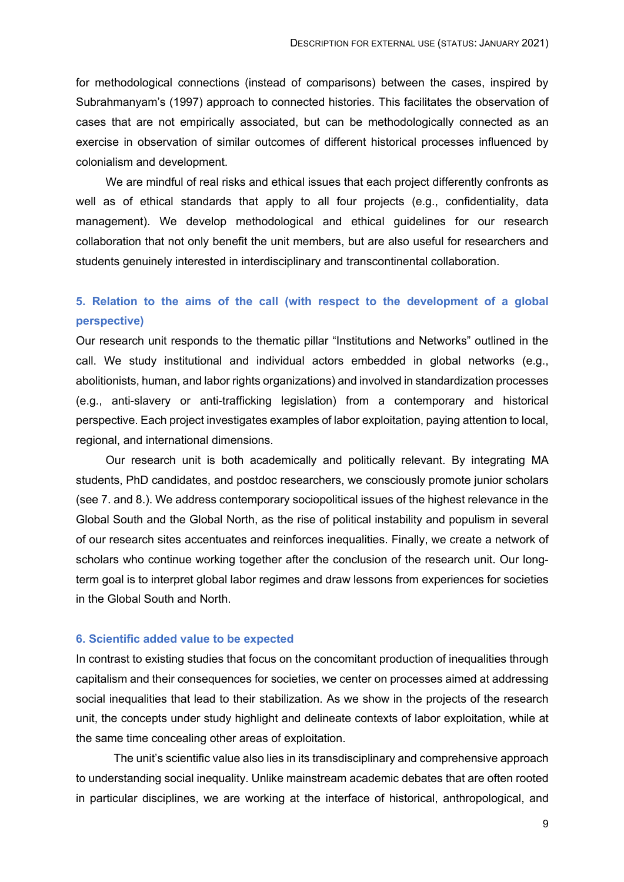for methodological connections (instead of comparisons) between the cases, inspired by Subrahmanyam's (1997) approach to connected histories. This facilitates the observation of cases that are not empirically associated, but can be methodologically connected as an exercise in observation of similar outcomes of different historical processes influenced by colonialism and development.

We are mindful of real risks and ethical issues that each project differently confronts as well as of ethical standards that apply to all four projects (e.g., confidentiality, data management). We develop methodological and ethical guidelines for our research collaboration that not only benefit the unit members, but are also useful for researchers and students genuinely interested in interdisciplinary and transcontinental collaboration.

### 5. Relation to the aims of the call (with respect to the development of a global perspective)

Our research unit responds to the thematic pillar "Institutions and Networks" outlined in the call. We study institutional and individual actors embedded in global networks (e.g., abolitionists, human, and labor rights organizations) and involved in standardization processes (e.g., anti-slavery or anti-trafficking legislation) from a contemporary and historical perspective. Each project investigates examples of labor exploitation, paying attention to local, regional, and international dimensions.

Our research unit is both academically and politically relevant. By integrating MA students, PhD candidates, and postdoc researchers, we consciously promote junior scholars (see 7. and 8.). We address contemporary sociopolitical issues of the highest relevance in the Global South and the Global North, as the rise of political instability and populism in several of our research sites accentuates and reinforces inequalities. Finally, we create a network of scholars who continue working together after the conclusion of the research unit. Our long-term goal is to interpret global labor regimes and draw lessons from experiences for societies in the Global South and North.

### 6. Scientific added value to be expected

In contrast to existing studies that focus on the concomitant production of inequalities through capitalism and their consequences for societies, we center on processes aimed at addressing social inequalities that lead to their stabilization. As we show in the projects of the research unit, the concepts under study highlight and delineate contexts of labor exploitation, while at the same time concealing other areas of exploitation.

The unit's scientific value also lies in its transdisciplinary and comprehensive approach to understanding social inequality. Unlike mainstream academic debates that are often rooted in particular disciplines, we are working at the interface of historical, anthropological, and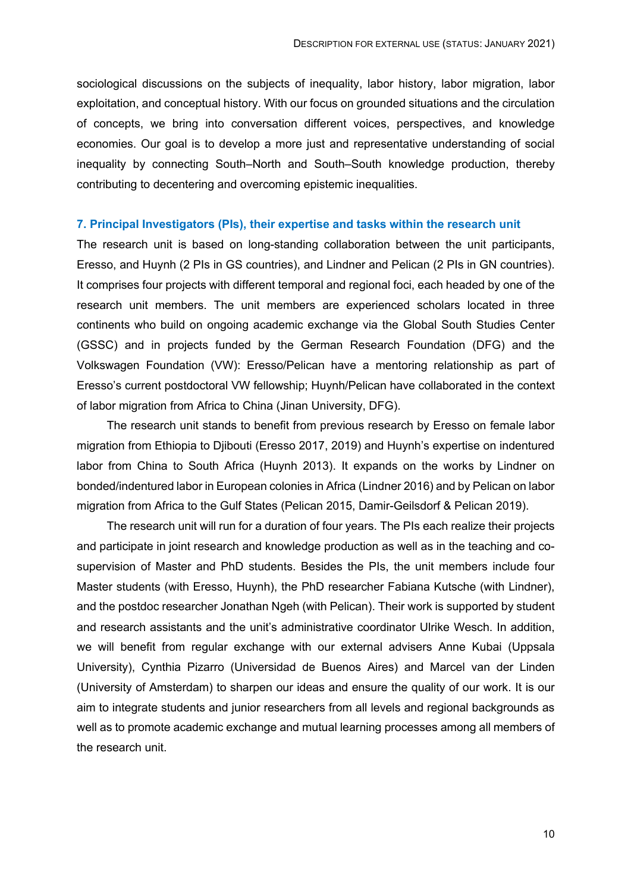sociological discussions on the subjects of inequality, labor history, labor migration, labor exploitation, and conceptual history. With our focus on grounded situations and the circulation of concepts, we bring into conversation different voices, perspectives, and knowledge economies. Our goal is to develop a more just and representative understanding of social inequality by connecting South–North and South–South knowledge production, thereby contributing to decentering and overcoming epistemic inequalities.

### 7. Principal Investigators (PIs), their expertise and tasks within the research unit

The research unit is based on long-standing collaboration between the unit participants, Eresso, and Huynh (2 PIs in GS countries), and Lindner and Pelican (2 PIs in GN countries). It comprises four projects with different temporal and regional foci, each headed by one of the research unit members. The unit members are experienced scholars located in three continents who build on ongoing academic exchange via the Global South Studies Center (GSSC) and in projects funded by the German Research Foundation (DFG) and the Volkswagen Foundation (VW): Eresso/Pelican have a mentoring relationship as part of Eresso's current postdoctoral VW fellowship; Huynh/Pelican have collaborated in the context of labor migration from Africa to China (Jinan University, DFG).

The research unit stands to benefit from previous research by Eresso on female labor migration from Ethiopia to Djibouti (Eresso 2017, 2019) and Huynh's expertise on indentured labor from China to South Africa (Huynh 2013). It expands on the works by Lindner on bonded/indentured labor in European colonies in Africa (Lindner 2016) and by Pelican on labor migration from Africa to the Gulf States (Pelican 2015, Damir-Geilsdorf & Pelican 2019).

The research unit will run for a duration of four years. The PIs each realize their projects and participate in joint research and knowledge production as well as in the teaching and co-supervision of Master and PhD students. Besides the PIs, the unit members include four Master students (with Eresso, Huynh), the PhD researcher Fabiana Kutsche (with Lindner), and the postdoc researcher Jonathan Ngeh (with Pelican). Their work is supported by student and research assistants and the unit's administrative coordinator Ulrike Wesch. In addition, we will benefit from regular exchange with our external advisers Anne Kubai (Uppsala University), Cynthia Pizarro (Universidad de Buenos Aires) and Marcel van der Linden (University of Amsterdam) to sharpen our ideas and ensure the quality of our work. It is our aim to integrate students and junior researchers from all levels and regional backgrounds as well as to promote academic exchange and mutual learning processes among all members of the research unit.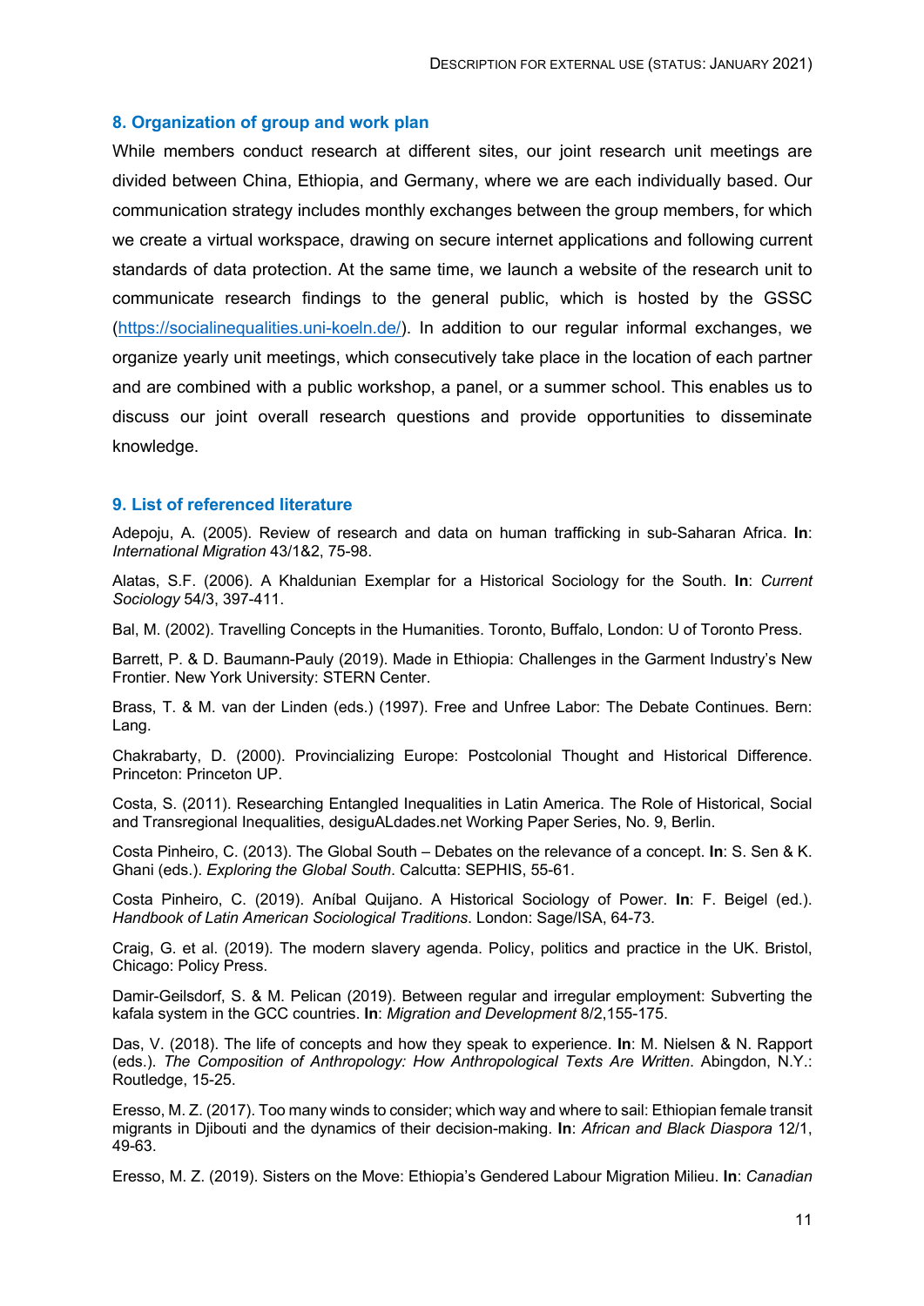## 8. Organization of group and work plan

While members conduct research at different sites, our joint research unit meetings are divided between China, Ethiopia, and Germany, where we are each individually based. Our communication strategy includes monthly exchanges between the group members, for which we create a virtual workspace, drawing on secure internet applications and following current standards of data protection. At the same time, we launch a website of the research unit to communicate research findings to the general public, which is hosted by the GSSC (https://socialinequalities.uni-koeln.de/). In addition to our regular informal exchanges, we organize yearly unit meetings, which consecutively take place in the location of each partner and are combined with a public workshop, a panel, or a summer school. This enables us to discuss our joint overall research questions and provide opportunities to disseminate knowledge.

## 9. List of referenced literature

Adepoju, A. (2005). Review of research and data on human trafficking in sub-Saharan Africa. **In**: *International Migration* 43/1&2, 75-98.

Alatas, S.F. (2006). A Khaldunian Exemplar for a Historical Sociology for the South. **In**: *Current Sociology* 54/3, 397-411.

Bal, M. (2002). Travelling Concepts in the Humanities. Toronto, Buffalo, London: U of Toronto Press.

Barrett, P. & D. Baumann-Pauly (2019). Made in Ethiopia: Challenges in the Garment Industry's New Frontier. New York University: STERN Center.

Brass, T. & M. van der Linden (eds.) (1997). Free and Unfree Labor: The Debate Continues. Bern: Lang.

Chakrabarty, D. (2000). Provincializing Europe: Postcolonial Thought and Historical Difference. Princeton: Princeton UP.

Costa, S. (2011). Researching Entangled Inequalities in Latin America. The Role of Historical, Social and Transregional Inequalities, desiguALdades.net Working Paper Series, No. 9, Berlin.

Costa Pinheiro, C. (2013). The Global South – Debates on the relevance of a concept. **In**: S. Sen & K. Ghani (eds.). *Exploring the Global South*. Calcutta: SEPHIS, 55-61.

Costa Pinheiro, C. (2019). Aníbal Quijano. A Historical Sociology of Power. **In**: F. Beigel (ed.). *Handbook of Latin American Sociological Traditions*. London: Sage/ISA, 64-73.

Craig, G. et al. (2019). The modern slavery agenda. Policy, politics and practice in the UK. Bristol, Chicago: Policy Press.

Damir-Geilsdorf, S. & M. Pelican (2019). Between regular and irregular employment: Subverting the kafala system in the GCC countries. **In**: *Migration and Development* 8/2,155-175.

Das, V. (2018). The life of concepts and how they speak to experience. **In**: M. Nielsen & N. Rapport (eds.). *The Composition of Anthropology: How Anthropological Texts Are Written*. Abingdon, N.Y.: Routledge, 15-25.

Eresso, M. Z. (2017). Too many winds to consider; which way and where to sail: Ethiopian female transit migrants in Djibouti and the dynamics of their decision-making. **In**: *African and Black Diaspora* 12/1, 49-63.

Eresso, M. Z. (2019). Sisters on the Move: Ethiopia's Gendered Labour Migration Milieu. **In**: *Canadian*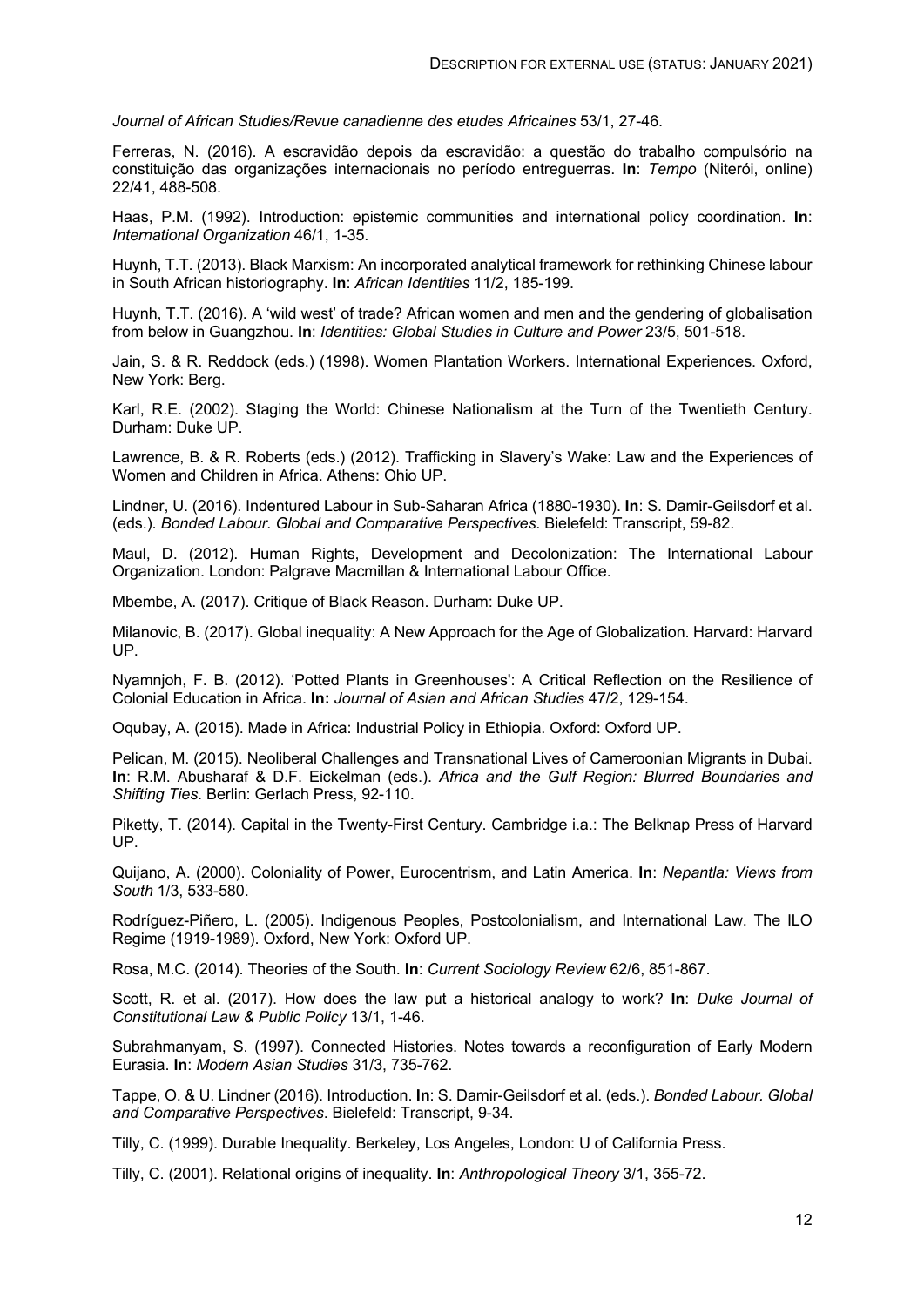*Journal of African Studies/Revue canadienne des etudes Africaines* 53/1, 27-46.

Ferreras, N. (2016). A escravidão depois da escravidão: a questão do trabalho compulsório na constituição das organizações internacionais no período entreguerras. **In**: *Tempo* (Niterói, online) 22/41, 488-508.

Haas, P.M. (1992). Introduction: epistemic communities and international policy coordination. **In**: *International Organization* 46/1, 1-35.

Huynh, T.T. (2013). Black Marxism: An incorporated analytical framework for rethinking Chinese labour in South African historiography. **In**: *African Identities* 11/2, 185-199.

Huynh, T.T. (2016). A 'wild west' of trade? African women and men and the gendering of globalisation from below in Guangzhou. **In**: *Identities: Global Studies in Culture and Power* 23/5, 501-518.

Jain, S. & R. Reddock (eds.) (1998). Women Plantation Workers. International Experiences. Oxford, New York: Berg.

Karl, R.E. (2002). Staging the World: Chinese Nationalism at the Turn of the Twentieth Century. Durham: Duke UP.

Lawrence, B. & R. Roberts (eds.) (2012). Trafficking in Slavery's Wake: Law and the Experiences of Women and Children in Africa. Athens: Ohio UP.

Lindner, U. (2016). Indentured Labour in Sub-Saharan Africa (1880-1930). **In**: S. Damir-Geilsdorf et al. (eds.). *Bonded Labour. Global and Comparative Perspectives*. Bielefeld: Transcript, 59-82.

Maul, D. (2012). Human Rights, Development and Decolonization: The International Labour Organization. London: Palgrave Macmillan & International Labour Office.

Mbembe, A. (2017). Critique of Black Reason. Durham: Duke UP.

Milanovic, B. (2017). Global inequality: A New Approach for the Age of Globalization. Harvard: Harvard UP.

Nyamnjoh, F. B. (2012). 'Potted Plants in Greenhouses': A Critical Reflection on the Resilience of Colonial Education in Africa. **In:** *Journal of Asian and African Studies* 47/2, 129-154.

Oqubay, A. (2015). Made in Africa: Industrial Policy in Ethiopia. Oxford: Oxford UP.

Pelican, M. (2015). Neoliberal Challenges and Transnational Lives of Cameroonian Migrants in Dubai. **In**: R.M. Abusharaf & D.F. Eickelman (eds.). *Africa and the Gulf Region: Blurred Boundaries and Shifting Ties*. Berlin: Gerlach Press, 92-110.

Piketty, T. (2014). Capital in the Twenty-First Century. Cambridge i.a.: The Belknap Press of Harvard UP.

Quijano, A. (2000). Coloniality of Power, Eurocentrism, and Latin America. **In**: *Nepantla: Views from South* 1/3, 533-580.

Rodríguez-Piñero, L. (2005). Indigenous Peoples, Postcolonialism, and International Law. The ILO Regime (1919-1989). Oxford, New York: Oxford UP.

Rosa, M.C. (2014). Theories of the South. **In**: *Current Sociology Review* 62/6, 851-867.

Scott, R. et al. (2017). How does the law put a historical analogy to work? **In**: *Duke Journal of Constitutional Law & Public Policy* 13/1, 1-46.

Subrahmanyam, S. (1997). Connected Histories. Notes towards a reconfiguration of Early Modern Eurasia. **In**: *Modern Asian Studies* 31/3, 735-762.

Tappe, O. & U. Lindner (2016). Introduction. **In**: S. Damir-Geilsdorf et al. (eds.). *Bonded Labour. Global and Comparative Perspectives*. Bielefeld: Transcript, 9-34.

Tilly, C. (1999). Durable Inequality. Berkeley, Los Angeles, London: U of California Press.

Tilly, C. (2001). Relational origins of inequality. **In**: *Anthropological Theory* 3/1, 355-72.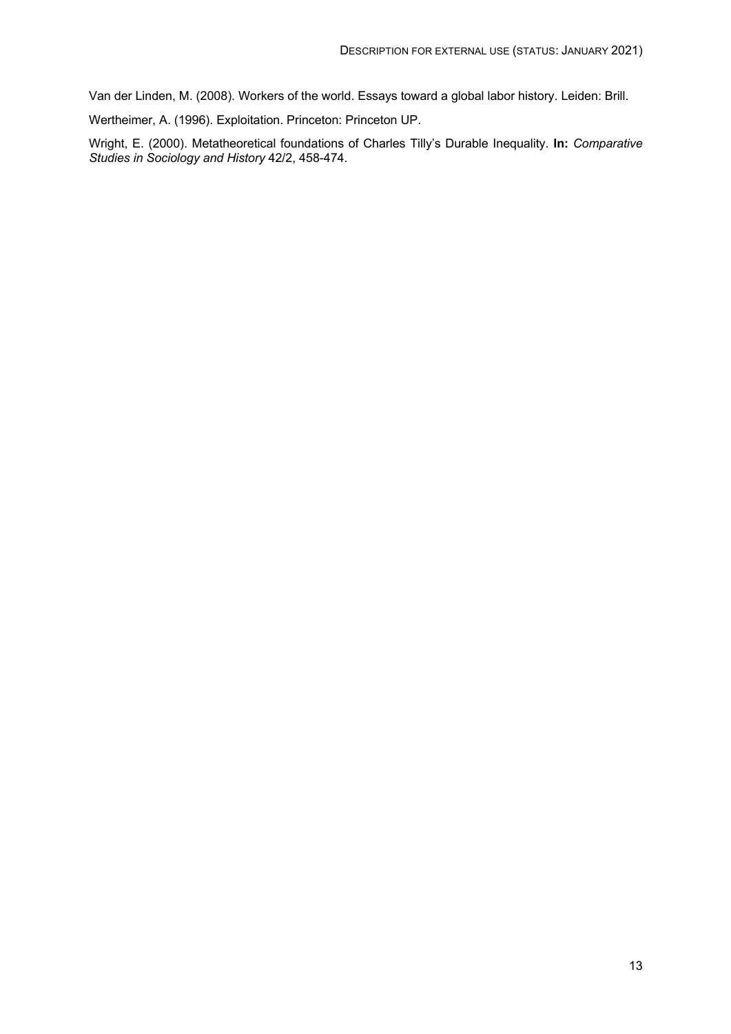Van der Linden, M. (2008). Workers of the world. Essays toward a global labor history. Leiden: Brill.

Wertheimer, A. (1996). Exploitation. Princeton: Princeton UP.

Wright, E. (2000). Metatheoretical foundations of Charles Tilly's Durable Inequality. **In:** *Comparative Studies in Sociology and History* 42/2, 458-474.